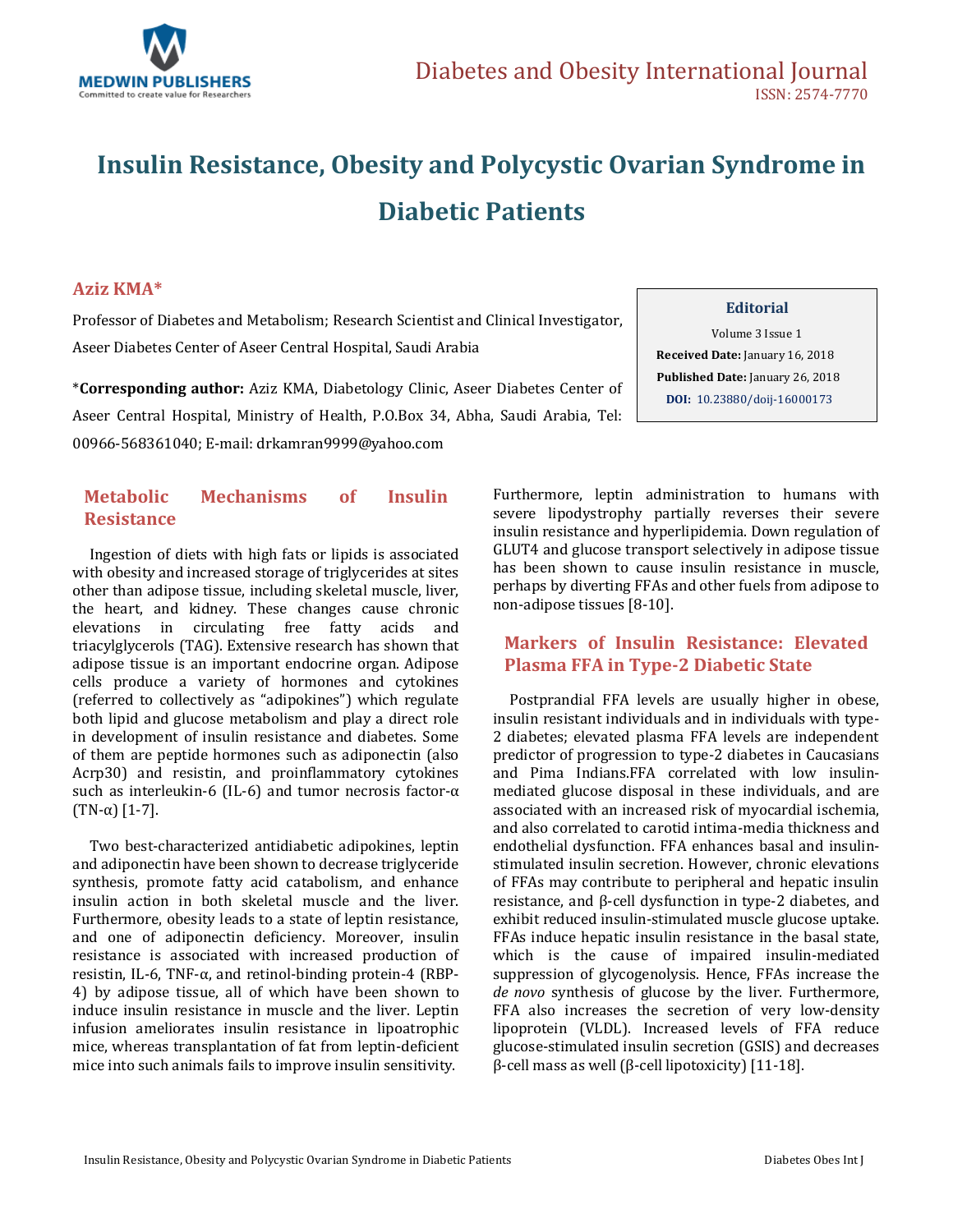Diabetes and Obesity International Journal
ISSN: 2574-7770

# Insulin Resistance, Obesity and Polycystic Ovarian Syndrome in Diabetic Patients

**Aziz KMA***

Professor of Diabetes and Metabolism; Research Scientist and Clinical Investigator, Aseer Diabetes Center of Aseer Central Hospital, Saudi Arabia

***Corresponding author:** Aziz KMA, Diabetology Clinic, Aseer Diabetes Center of Aseer Central Hospital, Ministry of Health, P.O.Box 34, Abha, Saudi Arabia, Tel: 00966-568361040; E-mail: drkamran9999@yahoo.com

**Editorial**

Volume 3 Issue 1

**Received Date:** January 16, 2018

**Published Date:** January 26, 2018

**DOI:** 10.23880/doij-16000173

## Metabolic Mechanisms of Insulin Resistance

Ingestion of diets with high fats or lipids is associated with obesity and increased storage of triglycerides at sites other than adipose tissue, including skeletal muscle, liver, the heart, and kidney. These changes cause chronic elevations in circulating free fatty acids and triacylglycerols (TAG). Extensive research has shown that adipose tissue is an important endocrine organ. Adipose cells produce a variety of hormones and cytokines (referred to collectively as "adipokines") which regulate both lipid and glucose metabolism and play a direct role in development of insulin resistance and diabetes. Some of them are peptide hormones such as adiponectin (also Acrp30) and resistin, and proinflammatory cytokines such as interleukin-6 (IL-6) and tumor necrosis factor-α (TN-α) [1-7].

Two best-characterized antidiabetic adipokines, leptin and adiponectin have been shown to decrease triglyceride synthesis, promote fatty acid catabolism, and enhance insulin action in both skeletal muscle and the liver. Furthermore, obesity leads to a state of leptin resistance, and one of adiponectin deficiency. Moreover, insulin resistance is associated with increased production of resistin, IL-6, TNF-α, and retinol-binding protein-4 (RBP-4) by adipose tissue, all of which have been shown to induce insulin resistance in muscle and the liver. Leptin infusion ameliorates insulin resistance in lipoatrophic mice, whereas transplantation of fat from leptin-deficient mice into such animals fails to improve insulin sensitivity. Furthermore, leptin administration to humans with severe lipodystrophy partially reverses their severe insulin resistance and hyperlipidemia. Down regulation of GLUT4 and glucose transport selectively in adipose tissue has been shown to cause insulin resistance in muscle, perhaps by diverting FFAs and other fuels from adipose to non-adipose tissues [8-10].

## Markers of Insulin Resistance: Elevated Plasma FFA in Type-2 Diabetic State

Postprandial FFA levels are usually higher in obese, insulin resistant individuals and in individuals with type-2 diabetes; elevated plasma FFA levels are independent predictor of progression to type-2 diabetes in Caucasians and Pima Indians.FFA correlated with low insulin-mediated glucose disposal in these individuals, and are associated with an increased risk of myocardial ischemia, and also correlated to carotid intima-media thickness and endothelial dysfunction. FFA enhances basal and insulin-stimulated insulin secretion. However, chronic elevations of FFAs may contribute to peripheral and hepatic insulin resistance, and β-cell dysfunction in type-2 diabetes, and exhibit reduced insulin-stimulated muscle glucose uptake. FFAs induce hepatic insulin resistance in the basal state, which is the cause of impaired insulin-mediated suppression of glycogenolysis. Hence, FFAs increase the *de novo* synthesis of glucose by the liver. Furthermore, FFA also increases the secretion of very low-density lipoprotein (VLDL). Increased levels of FFA reduce glucose-stimulated insulin secretion (GSIS) and decreases β-cell mass as well (β-cell lipotoxicity) [11-18].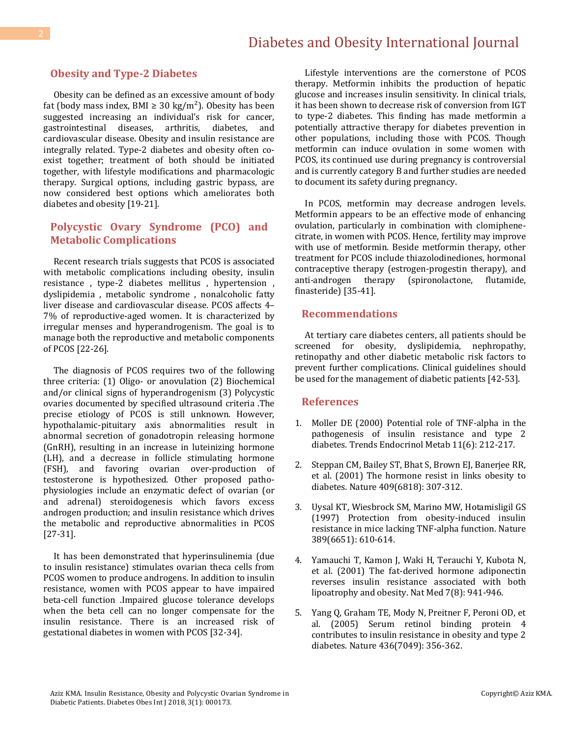## Obesity and Type-2 Diabetes

Obesity can be defined as an excessive amount of body fat (body mass index, BMI ≥ 30 kg/m$^2$). Obesity has been suggested increasing an individual's risk for cancer, gastrointestinal diseases, arthritis, diabetes, and cardiovascular disease. Obesity and insulin resistance are integrally related. Type-2 diabetes and obesity often co-exist together; treatment of both should be initiated together, with lifestyle modifications and pharmacologic therapy. Surgical options, including gastric bypass, are now considered best options which ameliorates both diabetes and obesity [19-21].

## Polycystic Ovary Syndrome (PCO) and Metabolic Complications

Recent research trials suggests that PCOS is associated with metabolic complications including obesity, insulin resistance , type-2 diabetes mellitus , hypertension , dyslipidemia , metabolic syndrome , nonalcoholic fatty liver disease and cardiovascular disease. PCOS affects 4–7% of reproductive-aged women. It is characterized by irregular menses and hyperandrogenism. The goal is to manage both the reproductive and metabolic components of PCOS [22-26].

The diagnosis of PCOS requires two of the following three criteria: (1) Oligo- or anovulation (2) Biochemical and/or clinical signs of hyperandrogenism (3) Polycystic ovaries documented by specified ultrasound criteria .The precise etiology of PCOS is still unknown. However, hypothalamic-pituitary axis abnormalities result in abnormal secretion of gonadotropin releasing hormone (GnRH), resulting in an increase in luteinizing hormone (LH), and a decrease in follicle stimulating hormone (FSH), and favoring ovarian over-production of testosterone is hypothesized. Other proposed patho-physiologies include an enzymatic defect of ovarian (or and adrenal) steroidogenesis which favors excess androgen production; and insulin resistance which drives the metabolic and reproductive abnormalities in PCOS [27-31].

It has been demonstrated that hyperinsulinemia (due to insulin resistance) stimulates ovarian theca cells from PCOS women to produce androgens. In addition to insulin resistance, women with PCOS appear to have impaired beta-cell function .Impaired glucose tolerance develops when the beta cell can no longer compensate for the insulin resistance. There is an increased risk of gestational diabetes in women with PCOS [32-34].

Lifestyle interventions are the cornerstone of PCOS therapy. Metformin inhibits the production of hepatic glucose and increases insulin sensitivity. In clinical trials, it has been shown to decrease risk of conversion from IGT to type-2 diabetes. This finding has made metformin a potentially attractive therapy for diabetes prevention in other populations, including those with PCOS. Though metformin can induce ovulation in some women with PCOS, its continued use during pregnancy is controversial and is currently category B and further studies are needed to document its safety during pregnancy.

In PCOS, metformin may decrease androgen levels. Metformin appears to be an effective mode of enhancing ovulation, particularly in combination with clomiphene-citrate, in women with PCOS. Hence, fertility may improve with use of metformin. Beside metformin therapy, other treatment for PCOS include thiazolodinediones, hormonal contraceptive therapy (estrogen-progestin therapy), and anti-androgen therapy (spironolactone, flutamide, finasteride) [35-41].

## Recommendations

At tertiary care diabetes centers, all patients should be screened for obesity, dyslipidemia, nephropathy, retinopathy and other diabetic metabolic risk factors to prevent further complications. Clinical guidelines should be used for the management of diabetic patients [42-53].

## References

1. Moller DE (2000) Potential role of TNF-alpha in the pathogenesis of insulin resistance and type 2 diabetes. Trends Endocrinol Metab 11(6): 212-217.
2. Steppan CM, Bailey ST, Bhat S, Brown EJ, Banerjee RR, et al. (2001) The hormone resist in links obesity to diabetes. Nature 409(6818): 307-312.
3. Uysal KT, Wiesbrock SM, Marino MW, Hotamisligil GS (1997) Protection from obesity-induced insulin resistance in mice lacking TNF-alpha function. Nature 389(6651): 610-614.
4. Yamauchi T, Kamon J, Waki H, Terauchi Y, Kubota N, et al. (2001) The fat-derived hormone adiponectin reverses insulin resistance associated with both lipoatrophy and obesity. Nat Med 7(8): 941-946.
5. Yang Q, Graham TE, Mody N, Preitner F, Peroni OD, et al. (2005) Serum retinol binding protein 4 contributes to insulin resistance in obesity and type 2 diabetes. Nature 436(7049): 356-362.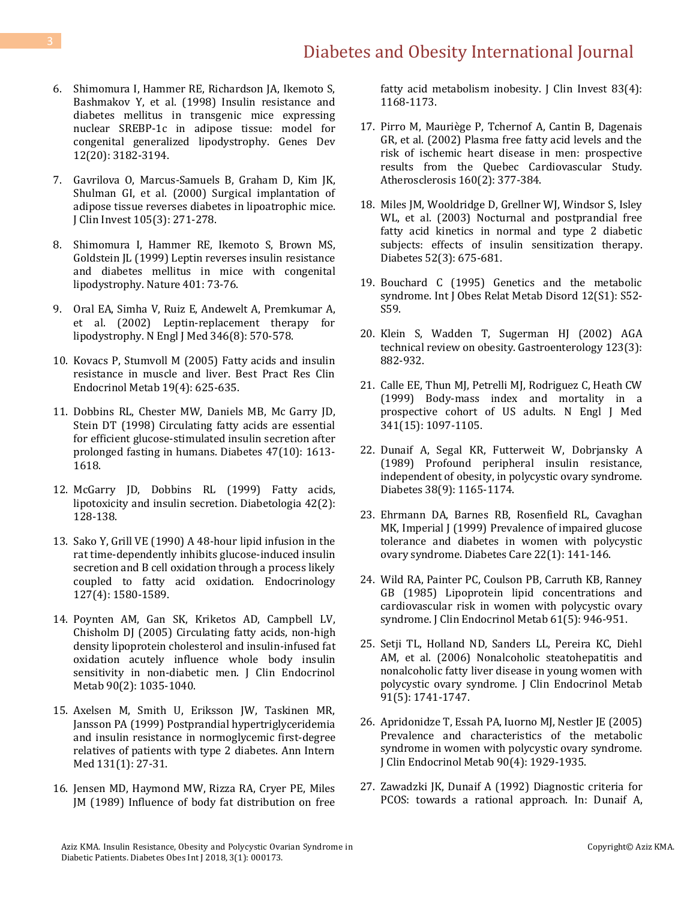6. Shimomura I, Hammer RE, Richardson JA, Ikemoto S, Bashmakov Y, et al. (1998) Insulin resistance and diabetes mellitus in transgenic mice expressing nuclear SREBP-1c in adipose tissue: model for congenital generalized lipodystrophy. Genes Dev 12(20): 3182-3194.

7. Gavrilova O, Marcus-Samuels B, Graham D, Kim JK, Shulman GI, et al. (2000) Surgical implantation of adipose tissue reverses diabetes in lipoatrophic mice. J Clin Invest 105(3): 271-278.

8. Shimomura I, Hammer RE, Ikemoto S, Brown MS, Goldstein JL (1999) Leptin reverses insulin resistance and diabetes mellitus in mice with congenital lipodystrophy. Nature 401: 73-76.

9. Oral EA, Simha V, Ruiz E, Andewelt A, Premkumar A, et al. (2002) Leptin-replacement therapy for lipodystrophy. N Engl J Med 346(8): 570-578.

10. Kovacs P, Stumvoll M (2005) Fatty acids and insulin resistance in muscle and liver. Best Pract Res Clin Endocrinol Metab 19(4): 625-635.

11. Dobbins RL, Chester MW, Daniels MB, Mc Garry JD, Stein DT (1998) Circulating fatty acids are essential for efficient glucose-stimulated insulin secretion after prolonged fasting in humans. Diabetes 47(10): 1613-1618.

12. McGarry JD, Dobbins RL (1999) Fatty acids, lipotoxicity and insulin secretion. Diabetologia 42(2): 128-138.

13. Sako Y, Grill VE (1990) A 48-hour lipid infusion in the rat time-dependently inhibits glucose-induced insulin secretion and B cell oxidation through a process likely coupled to fatty acid oxidation. Endocrinology 127(4): 1580-1589.

14. Poynten AM, Gan SK, Kriketos AD, Campbell LV, Chisholm DJ (2005) Circulating fatty acids, non-high density lipoprotein cholesterol and insulin-infused fat oxidation acutely influence whole body insulin sensitivity in non-diabetic men. J Clin Endocrinol Metab 90(2): 1035-1040.

15. Axelsen M, Smith U, Eriksson JW, Taskinen MR, Jansson PA (1999) Postprandial hypertriglyceridemia and insulin resistance in normoglycemic first-degree relatives of patients with type 2 diabetes. Ann Intern Med 131(1): 27-31.

16. Jensen MD, Haymond MW, Rizza RA, Cryer PE, Miles JM (1989) Influence of body fat distribution on free fatty acid metabolism inobesity. J Clin Invest 83(4): 1168-1173.

17. Pirro M, Mauriège P, Tchernof A, Cantin B, Dagenais GR, et al. (2002) Plasma free fatty acid levels and the risk of ischemic heart disease in men: prospective results from the Quebec Cardiovascular Study. Atherosclerosis 160(2): 377-384.

18. Miles JM, Wooldridge D, Grellner WJ, Windsor S, Isley WL, et al. (2003) Nocturnal and postprandial free fatty acid kinetics in normal and type 2 diabetic subjects: effects of insulin sensitization therapy. Diabetes 52(3): 675-681.

19. Bouchard C (1995) Genetics and the metabolic syndrome. Int J Obes Relat Metab Disord 12(S1): S52-S59.

20. Klein S, Wadden T, Sugerman HJ (2002) AGA technical review on obesity. Gastroenterology 123(3): 882-932.

21. Calle EE, Thun MJ, Petrelli MJ, Rodriguez C, Heath CW (1999) Body-mass index and mortality in a prospective cohort of US adults. N Engl J Med 341(15): 1097-1105.

22. Dunaif A, Segal KR, Futterweit W, Dobrjansky A (1989) Profound peripheral insulin resistance, independent of obesity, in polycystic ovary syndrome. Diabetes 38(9): 1165-1174.

23. Ehrmann DA, Barnes RB, Rosenfield RL, Cavaghan MK, Imperial J (1999) Prevalence of impaired glucose tolerance and diabetes in women with polycystic ovary syndrome. Diabetes Care 22(1): 141-146.

24. Wild RA, Painter PC, Coulson PB, Carruth KB, Ranney GB (1985) Lipoprotein lipid concentrations and cardiovascular risk in women with polycystic ovary syndrome. J Clin Endocrinol Metab 61(5): 946-951.

25. Setji TL, Holland ND, Sanders LL, Pereira KC, Diehl AM, et al. (2006) Nonalcoholic steatohepatitis and nonalcoholic fatty liver disease in young women with polycystic ovary syndrome. J Clin Endocrinol Metab 91(5): 1741-1747.

26. Apridonidze T, Essah PA, Iuorno MJ, Nestler JE (2005) Prevalence and characteristics of the metabolic syndrome in women with polycystic ovary syndrome. J Clin Endocrinol Metab 90(4): 1929-1935.

27. Zawadzki JK, Dunaif A (1992) Diagnostic criteria for PCOS: towards a rational approach. In: Dunaif A,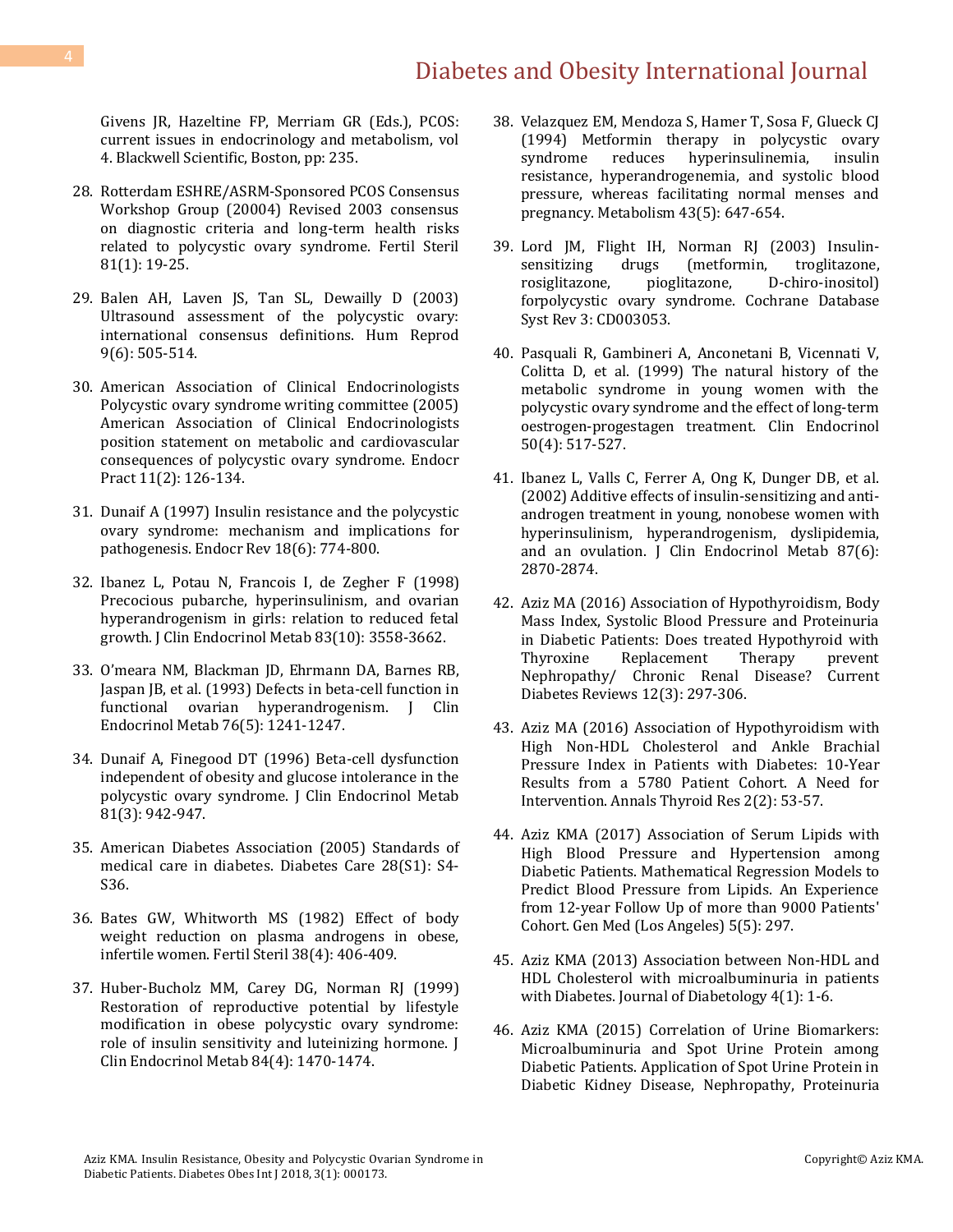Givens JR, Hazeltine FP, Merriam GR (Eds.), PCOS: current issues in endocrinology and metabolism, vol 4. Blackwell Scientific, Boston, pp: 235.

28. Rotterdam ESHRE/ASRM-Sponsored PCOS Consensus Workshop Group (20004) Revised 2003 consensus on diagnostic criteria and long-term health risks related to polycystic ovary syndrome. Fertil Steril 81(1): 19-25.

29. Balen AH, Laven JS, Tan SL, Dewailly D (2003) Ultrasound assessment of the polycystic ovary: international consensus definitions. Hum Reprod 9(6): 505-514.

30. American Association of Clinical Endocrinologists Polycystic ovary syndrome writing committee (2005) American Association of Clinical Endocrinologists position statement on metabolic and cardiovascular consequences of polycystic ovary syndrome. Endocr Pract 11(2): 126-134.

31. Dunaif A (1997) Insulin resistance and the polycystic ovary syndrome: mechanism and implications for pathogenesis. Endocr Rev 18(6): 774-800.

32. Ibanez L, Potau N, Francois I, de Zegher F (1998) Precocious pubarche, hyperinsulinism, and ovarian hyperandrogenism in girls: relation to reduced fetal growth. J Clin Endocrinol Metab 83(10): 3558-3662.

33. O'meara NM, Blackman JD, Ehrmann DA, Barnes RB, Jaspan JB, et al. (1993) Defects in beta-cell function in functional ovarian hyperandrogenism. J Clin Endocrinol Metab 76(5): 1241-1247.

34. Dunaif A, Finegood DT (1996) Beta-cell dysfunction independent of obesity and glucose intolerance in the polycystic ovary syndrome. J Clin Endocrinol Metab 81(3): 942-947.

35. American Diabetes Association (2005) Standards of medical care in diabetes. Diabetes Care 28(S1): S4-S36.

36. Bates GW, Whitworth MS (1982) Effect of body weight reduction on plasma androgens in obese, infertile women. Fertil Steril 38(4): 406-409.

37. Huber-Bucholz MM, Carey DG, Norman RJ (1999) Restoration of reproductive potential by lifestyle modification in obese polycystic ovary syndrome: role of insulin sensitivity and luteinizing hormone. J Clin Endocrinol Metab 84(4): 1470-1474.

38. Velazquez EM, Mendoza S, Hamer T, Sosa F, Glueck CJ (1994) Metformin therapy in polycystic ovary syndrome reduces hyperinsulinemia, insulin resistance, hyperandrogenemia, and systolic blood pressure, whereas facilitating normal menses and pregnancy. Metabolism 43(5): 647-654.

39. Lord JM, Flight IH, Norman RJ (2003) Insulin-sensitizing drugs (metformin, troglitazone, rosiglitazone, pioglitazone, D-chiro-inositol) forpolycystic ovary syndrome. Cochrane Database Syst Rev 3: CD003053.

40. Pasquali R, Gambineri A, Anconetani B, Vicennati V, Colitta D, et al. (1999) The natural history of the metabolic syndrome in young women with the polycystic ovary syndrome and the effect of long-term oestrogen-progestagen treatment. Clin Endocrinol 50(4): 517-527.

41. Ibanez L, Valls C, Ferrer A, Ong K, Dunger DB, et al. (2002) Additive effects of insulin-sensitizing and anti-androgen treatment in young, nonobese women with hyperinsulinism, hyperandrogenism, dyslipidemia, and an ovulation. J Clin Endocrinol Metab 87(6): 2870-2874.

42. Aziz MA (2016) Association of Hypothyroidism, Body Mass Index, Systolic Blood Pressure and Proteinuria in Diabetic Patients: Does treated Hypothyroid with Thyroxine Replacement Therapy prevent Nephropathy/ Chronic Renal Disease? Current Diabetes Reviews 12(3): 297-306.

43. Aziz MA (2016) Association of Hypothyroidism with High Non-HDL Cholesterol and Ankle Brachial Pressure Index in Patients with Diabetes: 10-Year Results from a 5780 Patient Cohort. A Need for Intervention. Annals Thyroid Res 2(2): 53-57.

44. Aziz KMA (2017) Association of Serum Lipids with High Blood Pressure and Hypertension among Diabetic Patients. Mathematical Regression Models to Predict Blood Pressure from Lipids. An Experience from 12-year Follow Up of more than 9000 Patients' Cohort. Gen Med (Los Angeles) 5(5): 297.

45. Aziz KMA (2013) Association between Non-HDL and HDL Cholesterol with microalbuminuria in patients with Diabetes. Journal of Diabetology 4(1): 1-6.

46. Aziz KMA (2015) Correlation of Urine Biomarkers: Microalbuminuria and Spot Urine Protein among Diabetic Patients. Application of Spot Urine Protein in Diabetic Kidney Disease, Nephropathy, Proteinuria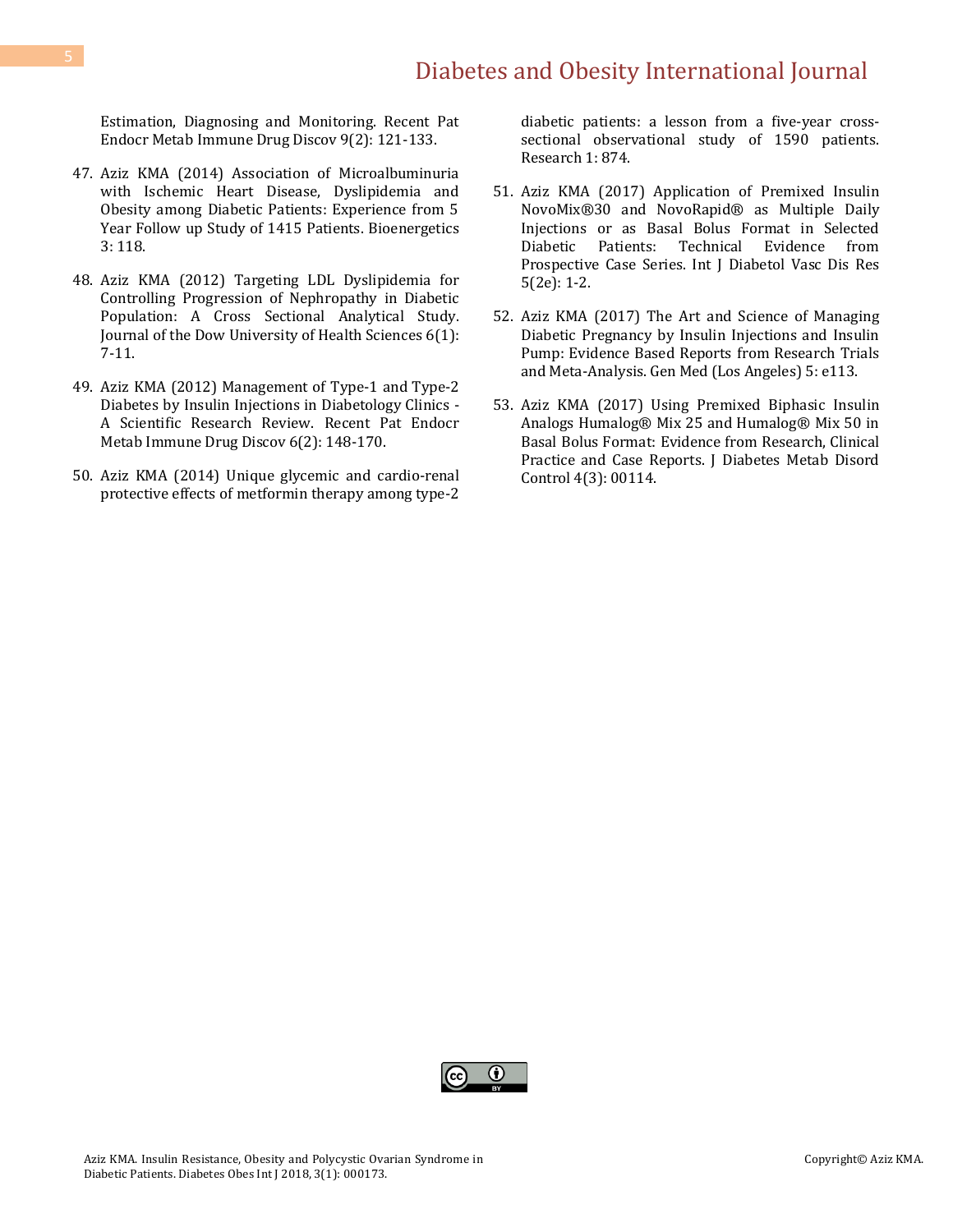Estimation, Diagnosing and Monitoring. Recent Pat Endocr Metab Immune Drug Discov 9(2): 121-133.

47. Aziz KMA (2014) Association of Microalbuminuria with Ischemic Heart Disease, Dyslipidemia and Obesity among Diabetic Patients: Experience from 5 Year Follow up Study of 1415 Patients. Bioenergetics 3: 118.

48. Aziz KMA (2012) Targeting LDL Dyslipidemia for Controlling Progression of Nephropathy in Diabetic Population: A Cross Sectional Analytical Study. Journal of the Dow University of Health Sciences 6(1): 7-11.

49. Aziz KMA (2012) Management of Type-1 and Type-2 Diabetes by Insulin Injections in Diabetology Clinics - A Scientific Research Review. Recent Pat Endocr Metab Immune Drug Discov 6(2): 148-170.

50. Aziz KMA (2014) Unique glycemic and cardio-renal protective effects of metformin therapy among type-2 diabetic patients: a lesson from a five-year cross-sectional observational study of 1590 patients. Research 1: 874.

51. Aziz KMA (2017) Application of Premixed Insulin NovoMix®30 and NovoRapid® as Multiple Daily Injections or as Basal Bolus Format in Selected Diabetic Patients: Technical Evidence from Prospective Case Series. Int J Diabetol Vasc Dis Res 5(2e): 1-2.

52. Aziz KMA (2017) The Art and Science of Managing Diabetic Pregnancy by Insulin Injections and Insulin Pump: Evidence Based Reports from Research Trials and Meta-Analysis. Gen Med (Los Angeles) 5: e113.

53. Aziz KMA (2017) Using Premixed Biphasic Insulin Analogs Humalog® Mix 25 and Humalog® Mix 50 in Basal Bolus Format: Evidence from Research, Clinical Practice and Case Reports. J Diabetes Metab Disord Control 4(3): 00114.